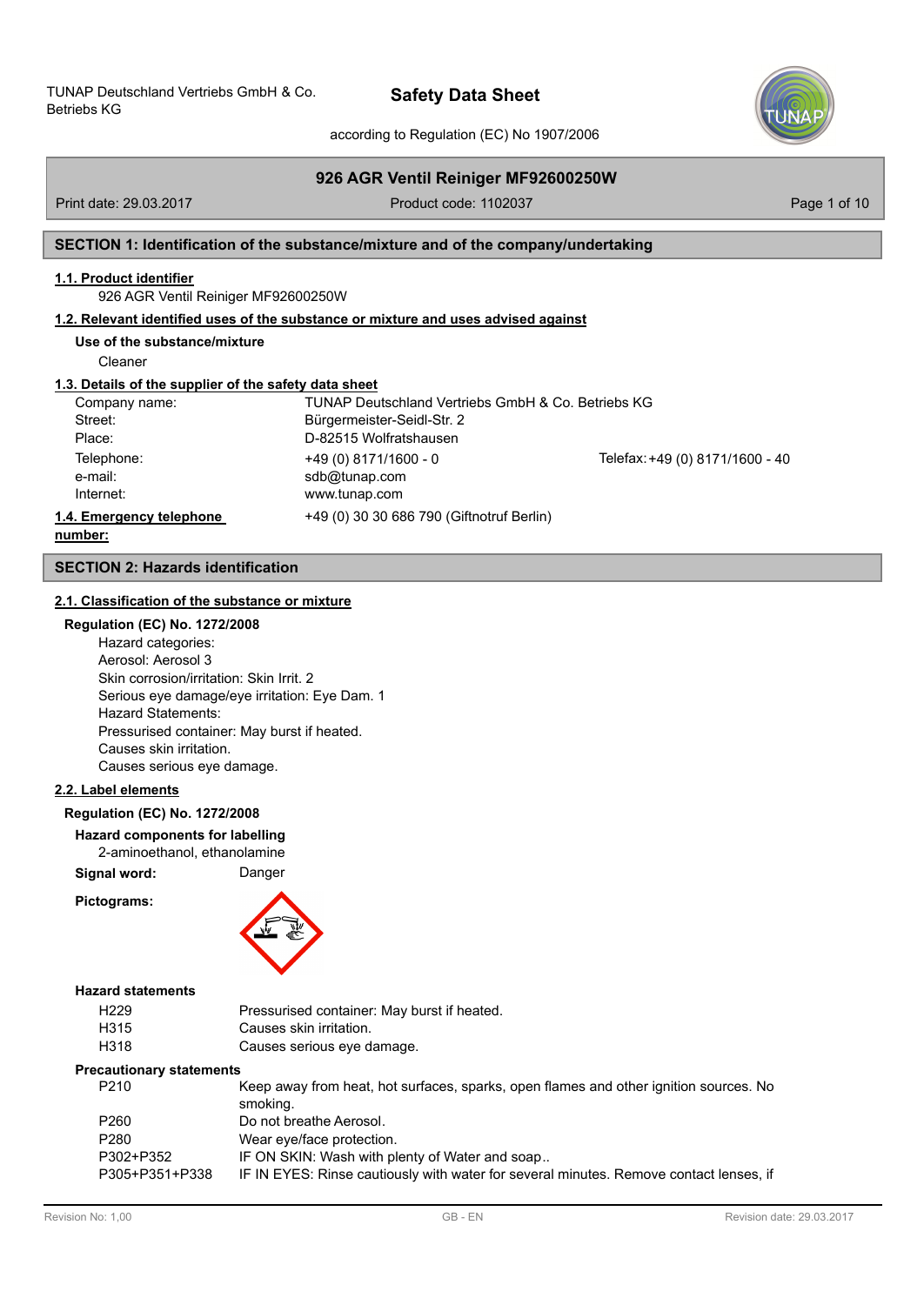TUNAP Deutschland Vertriebs GmbH & Co. Betriebs KG

# Safety Data Sheet

according to Regulation (EC) No 1907/2006

## 926 AGR Ventil Reiniger MF92600250W

Print date: 29.03.2017 | Product code: 1102037

## SECTION 1: Identification of the substance/mixture and of the company/undertaking

### 1.1. Product identifier

926 AGR Ventil Reiniger MF92600250W

### 1.2. Relevant identified uses of the substance or mixture and uses advised against

**Use of the substance/mixture**

Cleaner

### 1.3. Details of the supplier of the safety data sheet

| | | |
|---|---|---|
| Company name: | TUNAP Deutschland Vertriebs GmbH & Co. Betriebs KG | |
| Street: | Bürgermeister-Seidl-Str. 2 | |
| Place: | D-82515 Wolfratshausen | |
| Telephone: | +49 (0) 8171/1600 - 0 | Telefax: +49 (0) 8171/1600 - 40 |
| e-mail: | sdb@tunap.com | |
| Internet: | www.tunap.com | |

### 1.4. Emergency telephone number:

+49 (0) 30 30 686 790 (Giftnotruf Berlin)

## SECTION 2: Hazards identification

### 2.1. Classification of the substance or mixture

**Regulation (EC) No. 1272/2008**

Hazard categories:
Aerosol: Aerosol 3
Skin corrosion/irritation: Skin Irrit. 2
Serious eye damage/eye irritation: Eye Dam. 1
Hazard Statements:
Pressurised container: May burst if heated.
Causes skin irritation.
Causes serious eye damage.

### 2.2. Label elements

**Regulation (EC) No. 1272/2008**

**Hazard components for labelling**

2-aminoethanol, ethanolamine

**Signal word:** Danger

**Pictograms:**

**Hazard statements**

| | |
|---|---|
| H229 | Pressurised container: May burst if heated. |
| H315 | Causes skin irritation. |
| H318 | Causes serious eye damage. |

**Precautionary statements**

| | |
|---|---|
| P210 | Keep away from heat, hot surfaces, sparks, open flames and other ignition sources. No smoking. |
| P260 | Do not breathe Aerosol. |
| P280 | Wear eye/face protection. |
| P302+P352 | IF ON SKIN: Wash with plenty of Water and soap.. |
| P305+P351+P338 | IF IN EYES: Rinse cautiously with water for several minutes. Remove contact lenses, if |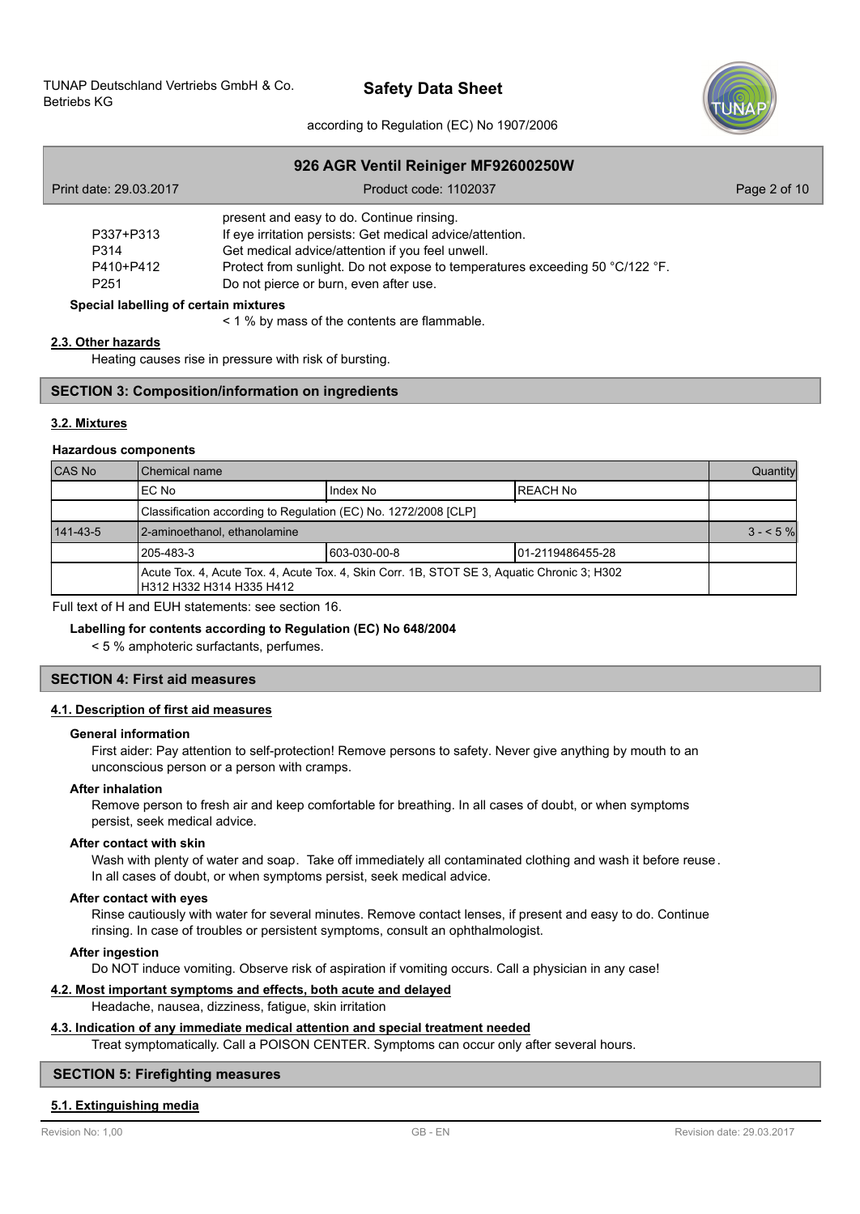| | |
|---|---|
| | present and easy to do. Continue rinsing. |
| P337+P313 | If eye irritation persists: Get medical advice/attention. |
| P314 | Get medical advice/attention if you feel unwell. |
| P410+P412 | Protect from sunlight. Do not expose to temperatures exceeding 50 °C/122 °F. |
| P251 | Do not pierce or burn, even after use. |

**Special labelling of certain mixtures**

< 1 % by mass of the contents are flammable.

### 2.3. Other hazards

Heating causes rise in pressure with risk of bursting.

## SECTION 3: Composition/information on ingredients

### 3.2. Mixtures

**Hazardous components**

| CAS No | Chemical name | | | Quantity |
|---|---|---|---|---|
| | EC No | Index No | REACH No | |
| | Classification according to Regulation (EC) No. 1272/2008 [CLP] | | | |
| 141-43-5 | 2-aminoethanol, ethanolamine | | | 3 - < 5 % |
| | 205-483-3 | 603-030-00-8 | 01-2119486455-28 | |
| | Acute Tox. 4, Acute Tox. 4, Acute Tox. 4, Skin Corr. 1B, STOT SE 3, Aquatic Chronic 3; H302 H312 H332 H314 H335 H412 | | | |

Full text of H and EUH statements: see section 16.

**Labelling for contents according to Regulation (EC) No 648/2004**

< 5 % amphoteric surfactants, perfumes.

## SECTION 4: First aid measures

### 4.1. Description of first aid measures

**General information**

First aider: Pay attention to self-protection! Remove persons to safety. Never give anything by mouth to an unconscious person or a person with cramps.

**After inhalation**

Remove person to fresh air and keep comfortable for breathing. In all cases of doubt, or when symptoms persist, seek medical advice.

**After contact with skin**

Wash with plenty of water and soap. Take off immediately all contaminated clothing and wash it before reuse. In all cases of doubt, or when symptoms persist, seek medical advice.

**After contact with eyes**

Rinse cautiously with water for several minutes. Remove contact lenses, if present and easy to do. Continue rinsing. In case of troubles or persistent symptoms, consult an ophthalmologist.

**After ingestion**

Do NOT induce vomiting. Observe risk of aspiration if vomiting occurs. Call a physician in any case!

### 4.2. Most important symptoms and effects, both acute and delayed

Headache, nausea, dizziness, fatigue, skin irritation

### 4.3. Indication of any immediate medical attention and special treatment needed

Treat symptomatically. Call a POISON CENTER. Symptoms can occur only after several hours.

## SECTION 5: Firefighting measures

### 5.1. Extinguishing media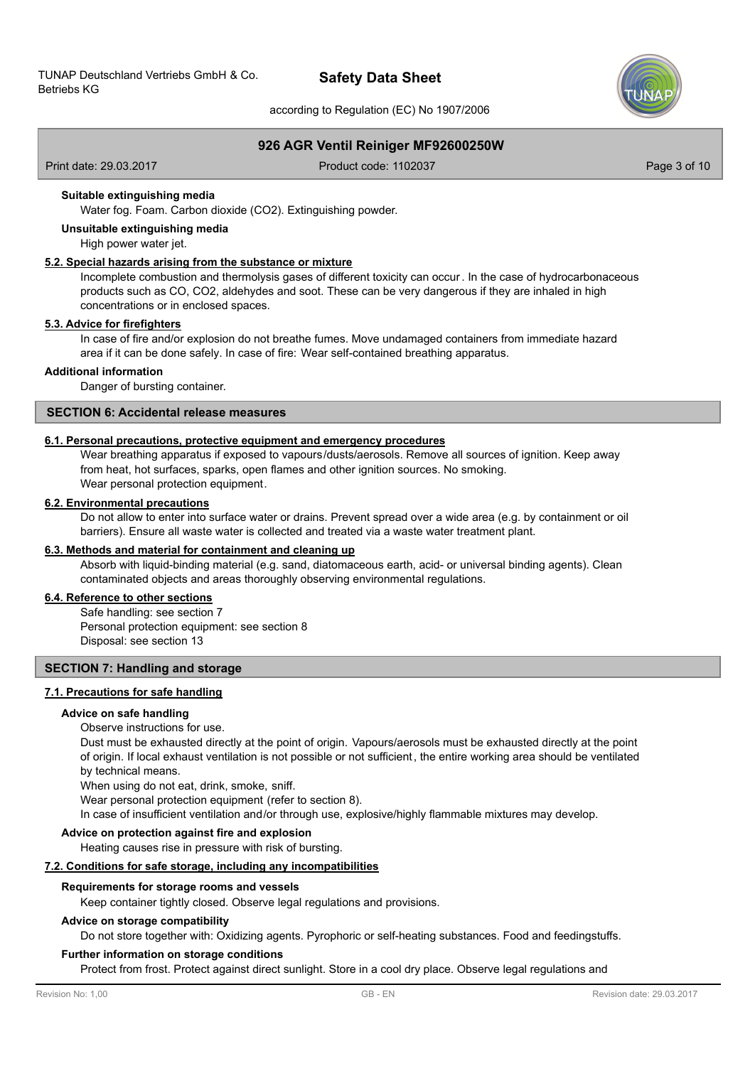**Suitable extinguishing media**

Water fog. Foam. Carbon dioxide ($CO_2$). Extinguishing powder.

**Unsuitable extinguishing media**

High power water jet.

### 5.2. Special hazards arising from the substance or mixture

Incomplete combustion and thermolysis gases of different toxicity can occur. In the case of hydrocarbonaceous products such as CO, $CO_2$, aldehydes and soot. These can be very dangerous if they are inhaled in high concentrations or in enclosed spaces.

### 5.3. Advice for firefighters

In case of fire and/or explosion do not breathe fumes. Move undamaged containers from immediate hazard area if it can be done safely. In case of fire: Wear self-contained breathing apparatus.

**Additional information**

Danger of bursting container.

## SECTION 6: Accidental release measures

### 6.1. Personal precautions, protective equipment and emergency procedures

Wear breathing apparatus if exposed to vapours/dusts/aerosols. Remove all sources of ignition. Keep away from heat, hot surfaces, sparks, open flames and other ignition sources. No smoking.
Wear personal protection equipment.

### 6.2. Environmental precautions

Do not allow to enter into surface water or drains. Prevent spread over a wide area (e.g. by containment or oil barriers). Ensure all waste water is collected and treated via a waste water treatment plant.

### 6.3. Methods and material for containment and cleaning up

Absorb with liquid-binding material (e.g. sand, diatomaceous earth, acid- or universal binding agents). Clean contaminated objects and areas thoroughly observing environmental regulations.

### 6.4. Reference to other sections

Safe handling: see section 7
Personal protection equipment: see section 8
Disposal: see section 13

## SECTION 7: Handling and storage

### 7.1. Precautions for safe handling

**Advice on safe handling**

Observe instructions for use.
Dust must be exhausted directly at the point of origin. Vapours/aerosols must be exhausted directly at the point of origin. If local exhaust ventilation is not possible or not sufficient, the entire working area should be ventilated by technical means.
When using do not eat, drink, smoke, sniff.
Wear personal protection equipment (refer to section 8).
In case of insufficient ventilation and/or through use, explosive/highly flammable mixtures may develop.

**Advice on protection against fire and explosion**

Heating causes rise in pressure with risk of bursting.

### 7.2. Conditions for safe storage, including any incompatibilities

**Requirements for storage rooms and vessels**

Keep container tightly closed. Observe legal regulations and provisions.

**Advice on storage compatibility**

Do not store together with: Oxidizing agents. Pyrophoric or self-heating substances. Food and feedingstuffs.

**Further information on storage conditions**

Protect from frost. Protect against direct sunlight. Store in a cool dry place. Observe legal regulations and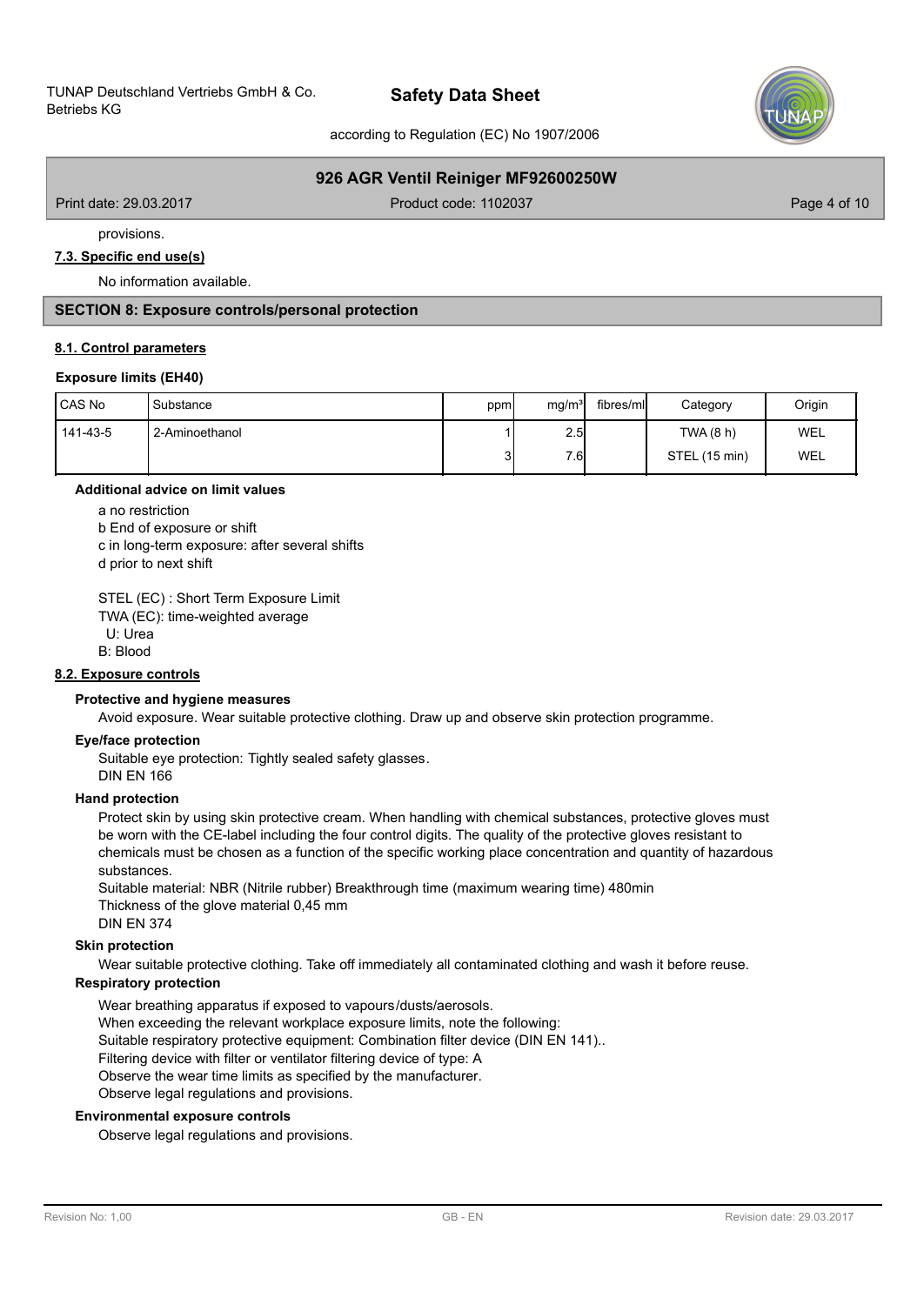provisions.

### 7.3. Specific end use(s)

No information available.

## SECTION 8: Exposure controls/personal protection

### 8.1. Control parameters

**Exposure limits (EH40)**

| CAS No | Substance | ppm | mg/m³ | fibres/ml | Category | Origin |
|---|---|---|---|---|---|---|
| 141-43-5 | 2-Aminoethanol | 1 | 2.5 | | TWA (8 h) | WEL |
| | | 3 | 7.6 | | STEL (15 min) | WEL |

**Additional advice on limit values**

a no restriction
b End of exposure or shift
c in long-term exposure: after several shifts
d prior to next shift

STEL (EC) : Short Term Exposure Limit
TWA (EC): time-weighted average
U: Urea
B: Blood

### 8.2. Exposure controls

**Protective and hygiene measures**

Avoid exposure. Wear suitable protective clothing. Draw up and observe skin protection programme.

**Eye/face protection**

Suitable eye protection: Tightly sealed safety glasses.
DIN EN 166

**Hand protection**

Protect skin by using skin protective cream. When handling with chemical substances, protective gloves must be worn with the CE-label including the four control digits. The quality of the protective gloves resistant to chemicals must be chosen as a function of the specific working place concentration and quantity of hazardous substances.
Suitable material: NBR (Nitrile rubber) Breakthrough time (maximum wearing time) 480min
Thickness of the glove material 0,45 mm
DIN EN 374

**Skin protection**

Wear suitable protective clothing. Take off immediately all contaminated clothing and wash it before reuse.

**Respiratory protection**

Wear breathing apparatus if exposed to vapours/dusts/aerosols.
When exceeding the relevant workplace exposure limits, note the following:
Suitable respiratory protective equipment: Combination filter device (DIN EN 141)..
Filtering device with filter or ventilator filtering device of type: A
Observe the wear time limits as specified by the manufacturer.
Observe legal regulations and provisions.

**Environmental exposure controls**

Observe legal regulations and provisions.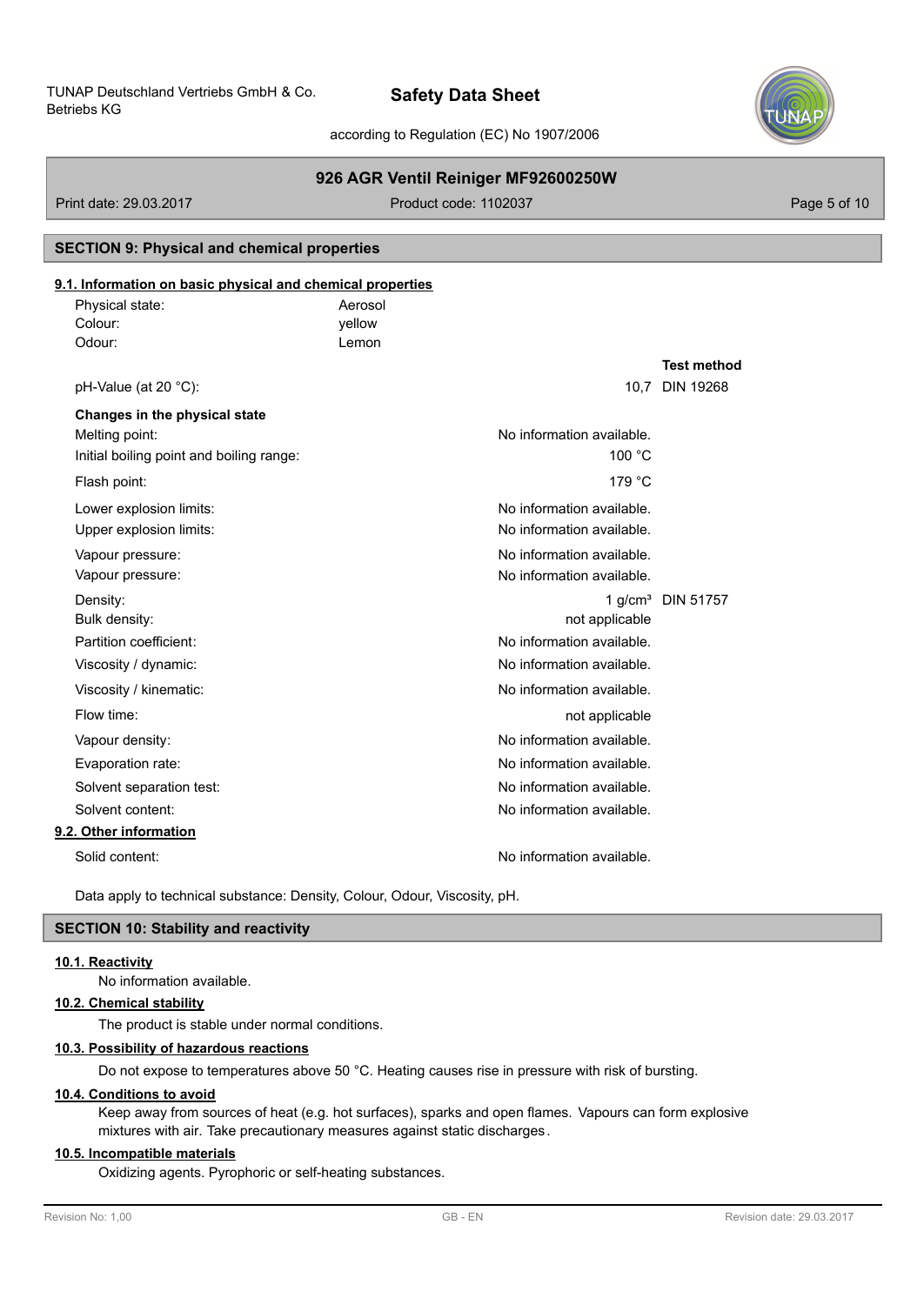## SECTION 9: Physical and chemical properties

### 9.1. Information on basic physical and chemical properties

| | | |
|---|---|---|
| Physical state: | Aerosol | |
| Colour: | yellow | |
| Odour: | Lemon | |
| | | **Test method** |
| pH-Value (at 20 °C): | 10,7 | DIN 19268 |
| **Changes in the physical state** | | |
| Melting point: | No information available. | |
| Initial boiling point and boiling range: | 100 °C | |
| Flash point: | 179 °C | |
| Lower explosion limits: | No information available. | |
| Upper explosion limits: | No information available. | |
| Vapour pressure: | No information available. | |
| Vapour pressure: | No information available. | |
| Density: | 1 g/cm³ | DIN 51757 |
| Bulk density: | not applicable | |
| Partition coefficient: | No information available. | |
| Viscosity / dynamic: | No information available. | |
| Viscosity / kinematic: | No information available. | |
| Flow time: | not applicable | |
| Vapour density: | No information available. | |
| Evaporation rate: | No information available. | |
| Solvent separation test: | No information available. | |
| Solvent content: | No information available. | |

### 9.2. Other information

| | |
|---|---|
| Solid content: | No information available. |

Data apply to technical substance: Density, Colour, Odour, Viscosity, pH.

## SECTION 10: Stability and reactivity

### 10.1. Reactivity

No information available.

### 10.2. Chemical stability

The product is stable under normal conditions.

### 10.3. Possibility of hazardous reactions

Do not expose to temperatures above 50 °C. Heating causes rise in pressure with risk of bursting.

### 10.4. Conditions to avoid

Keep away from sources of heat (e.g. hot surfaces), sparks and open flames. Vapours can form explosive mixtures with air. Take precautionary measures against static discharges.

### 10.5. Incompatible materials

Oxidizing agents. Pyrophoric or self-heating substances.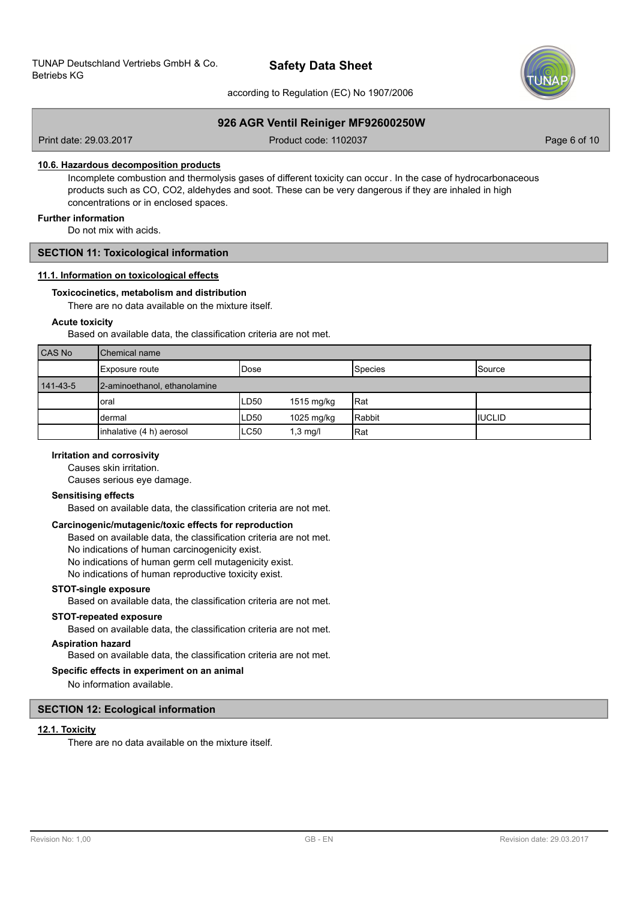#### 10.6. Hazardous decomposition products

Incomplete combustion and thermolysis gases of different toxicity can occur. In the case of hydrocarbonaceous products such as CO, $CO_2$, aldehydes and soot. These can be very dangerous if they are inhaled in high concentrations or in enclosed spaces.

**Further information**

Do not mix with acids.

## SECTION 11: Toxicological information

#### 11.1. Information on toxicological effects

**Toxicocinetics, metabolism and distribution**

There are no data available on the mixture itself.

**Acute toxicity**

Based on available data, the classification criteria are not met.

| CAS No | Chemical name | | | | |
|---|---|---|---|---|---|
| | Exposure route | Dose | | Species | Source |
| 141-43-5 | 2-aminoethanol, ethanolamine | | | | |
| | oral | LD50 | 1515 mg/kg | Rat | |
| | dermal | LD50 | 1025 mg/kg | Rabbit | IUCLID |
| | inhalative (4 h) aerosol | LC50 | 1,3 mg/l | Rat | |

**Irritation and corrosivity**

Causes skin irritation.
Causes serious eye damage.

**Sensitising effects**

Based on available data, the classification criteria are not met.

**Carcinogenic/mutagenic/toxic effects for reproduction**

Based on available data, the classification criteria are not met.
No indications of human carcinogenicity exist.
No indications of human germ cell mutagenicity exist.
No indications of human reproductive toxicity exist.

**STOT-single exposure**

Based on available data, the classification criteria are not met.

**STOT-repeated exposure**

Based on available data, the classification criteria are not met.

**Aspiration hazard**

Based on available data, the classification criteria are not met.

**Specific effects in experiment on an animal**

No information available.

## SECTION 12: Ecological information

#### 12.1. Toxicity

There are no data available on the mixture itself.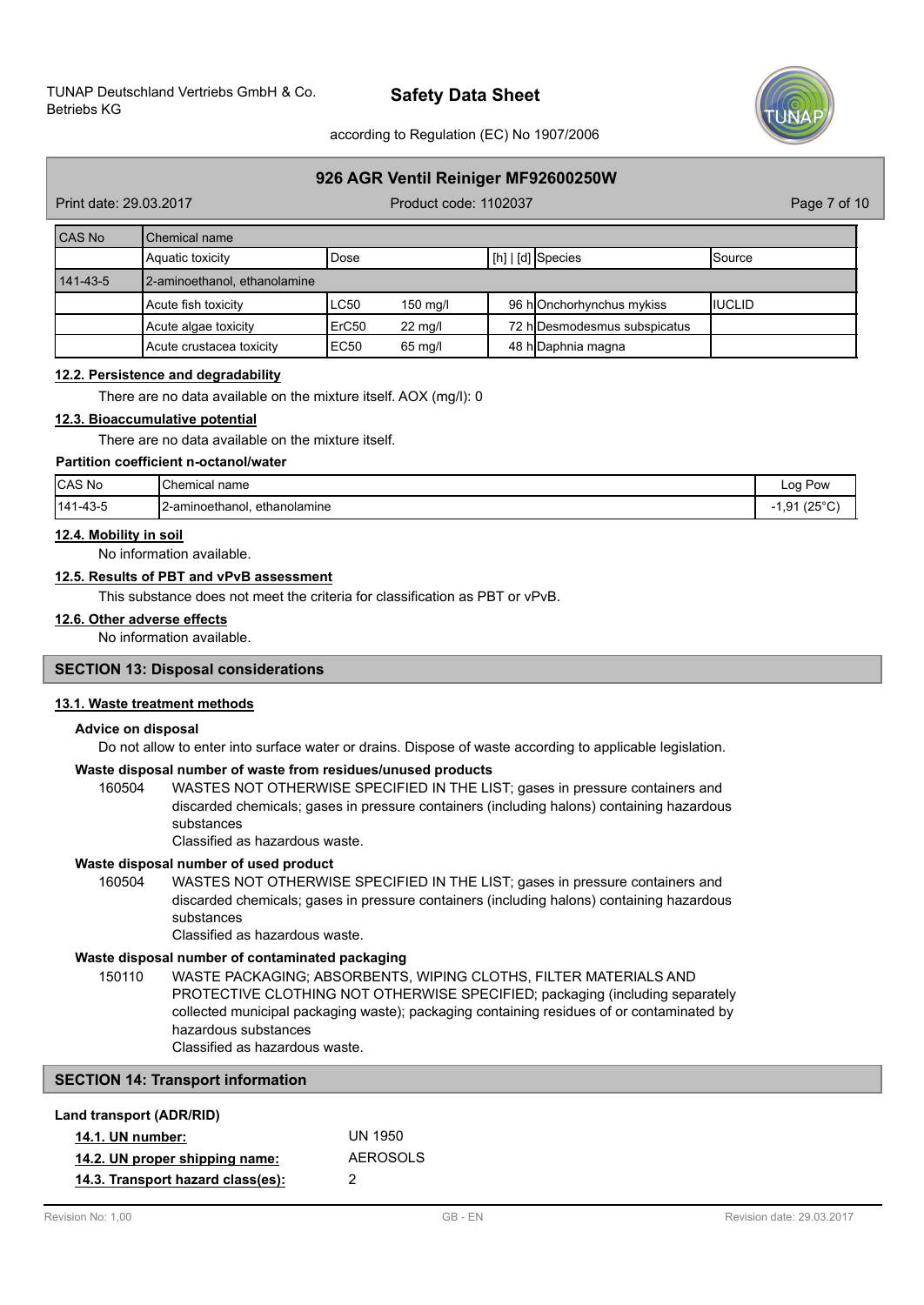| CAS No | Chemical name | | | | |
|---|---|---|---|---|---|
| | Aquatic toxicity | Dose | [h] \| [d] | Species | Source |
| 141-43-5 | 2-aminoethanol, ethanolamine | | | | |
| | Acute fish toxicity | LC50 150 mg/l | 96 h | Onchorhynchus mykiss | IUCLID |
| | Acute algae toxicity | ErC50 22 mg/l | 72 h | Desmodesmus subspicatus | |
| | Acute crustacea toxicity | EC50 65 mg/l | 48 h | Daphnia magna | |

**12.2. Persistence and degradability**

There are no data available on the mixture itself. AOX (mg/l): 0

**12.3. Bioaccumulative potential**

There are no data available on the mixture itself.

**Partition coefficient n-octanol/water**

| CAS No | Chemical name | Log Pow |
|---|---|---|
| 141-43-5 | 2-aminoethanol, ethanolamine | -1,91 (25°C) |

**12.4. Mobility in soil**

No information available.

**12.5. Results of PBT and vPvB assessment**

This substance does not meet the criteria for classification as PBT or vPvB.

**12.6. Other adverse effects**

No information available.

## SECTION 13: Disposal considerations

**13.1. Waste treatment methods**

**Advice on disposal**

Do not allow to enter into surface water or drains. Dispose of waste according to applicable legislation.

**Waste disposal number of waste from residues/unused products**

160504 WASTES NOT OTHERWISE SPECIFIED IN THE LIST; gases in pressure containers and discarded chemicals; gases in pressure containers (including halons) containing hazardous substances
Classified as hazardous waste.

**Waste disposal number of used product**

160504 WASTES NOT OTHERWISE SPECIFIED IN THE LIST; gases in pressure containers and discarded chemicals; gases in pressure containers (including halons) containing hazardous substances
Classified as hazardous waste.

**Waste disposal number of contaminated packaging**

150110 WASTE PACKAGING; ABSORBENTS, WIPING CLOTHS, FILTER MATERIALS AND PROTECTIVE CLOTHING NOT OTHERWISE SPECIFIED; packaging (including separately collected municipal packaging waste); packaging containing residues of or contaminated by hazardous substances
Classified as hazardous waste.

## SECTION 14: Transport information

**Land transport (ADR/RID)**

**14.1. UN number:** UN 1950

**14.2. UN proper shipping name:** AEROSOLS

**14.3. Transport hazard class(es):** 2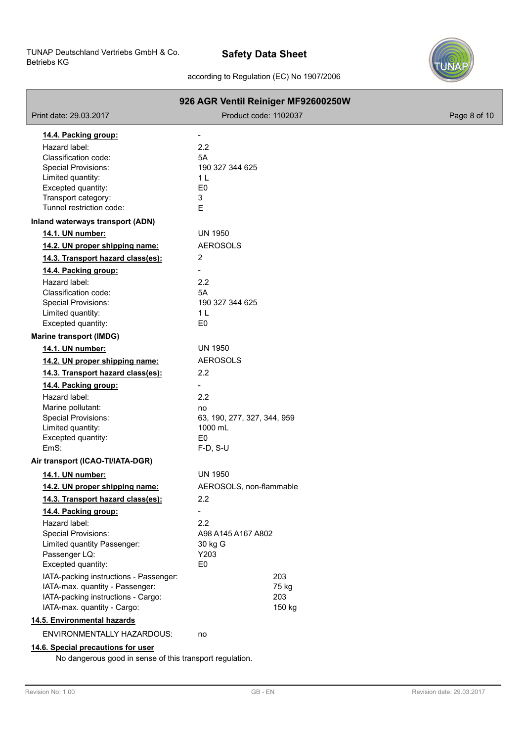**14.4. Packing group:** -

| | |
|---|---|
| Hazard label: | 2.2 |
| Classification code: | 5A |
| Special Provisions: | 190 327 344 625 |
| Limited quantity: | 1 L |
| Excepted quantity: | E0 |
| Transport category: | 3 |
| Tunnel restriction code: | E |

**Inland waterways transport (ADN)**

| | |
|---|---|
| **14.1. UN number:** | UN 1950 |
| **14.2. UN proper shipping name:** | AEROSOLS |
| **14.3. Transport hazard class(es):** | 2 |
| **14.4. Packing group:** | - |
| Hazard label: | 2.2 |
| Classification code: | 5A |
| Special Provisions: | 190 327 344 625 |
| Limited quantity: | 1 L |
| Excepted quantity: | E0 |

**Marine transport (IMDG)**

| | |
|---|---|
| **14.1. UN number:** | UN 1950 |
| **14.2. UN proper shipping name:** | AEROSOLS |
| **14.3. Transport hazard class(es):** | 2.2 |
| **14.4. Packing group:** | - |
| Hazard label: | 2.2 |
| Marine pollutant: | no |
| Special Provisions: | 63, 190, 277, 327, 344, 959 |
| Limited quantity: | 1000 mL |
| Excepted quantity: | E0 |
| EmS: | F-D, S-U |

**Air transport (ICAO-TI/IATA-DGR)**

| | |
|---|---|
| **14.1. UN number:** | UN 1950 |
| **14.2. UN proper shipping name:** | AEROSOLS, non-flammable |
| **14.3. Transport hazard class(es):** | 2.2 |
| **14.4. Packing group:** | - |
| Hazard label: | 2.2 |
| Special Provisions: | A98 A145 A167 A802 |
| Limited quantity Passenger: | 30 kg G |
| Passenger LQ: | Y203 |
| Excepted quantity: | E0 |
| IATA-packing instructions - Passenger: | 203 |
| IATA-max. quantity - Passenger: | 75 kg |
| IATA-packing instructions - Cargo: | 203 |
| IATA-max. quantity - Cargo: | 150 kg |

**14.5. Environmental hazards**

ENVIRONMENTALLY HAZARDOUS: no

**14.6. Special precautions for user**

No dangerous good in sense of this transport regulation.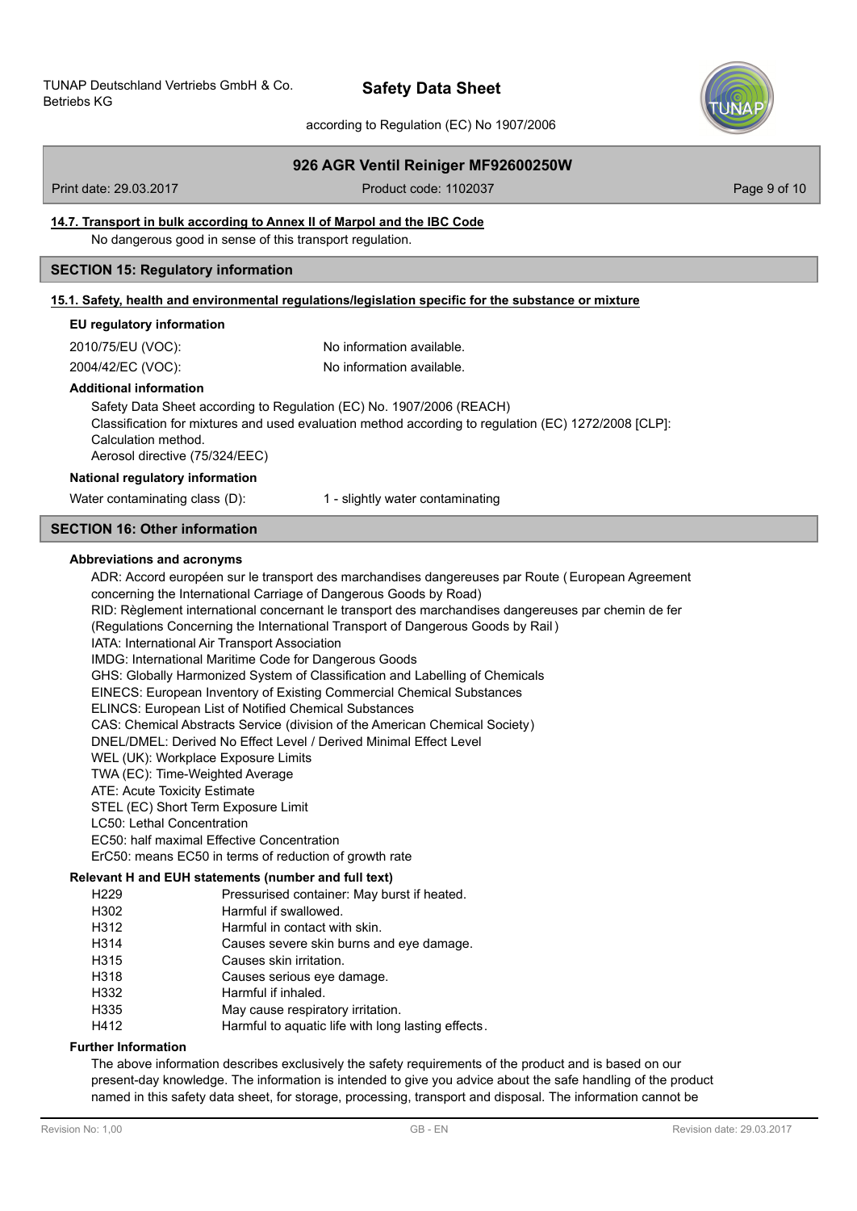#### 14.7. Transport in bulk according to Annex II of Marpol and the IBC Code

No dangerous good in sense of this transport regulation.

## SECTION 15: Regulatory information

### 15.1. Safety, health and environmental regulations/legislation specific for the substance or mixture

**EU regulatory information**

| | |
|---|---|
| 2010/75/EU (VOC): | No information available. |
| 2004/42/EC (VOC): | No information available. |

**Additional information**

Safety Data Sheet according to Regulation (EC) No. 1907/2006 (REACH)
Classification for mixtures and used evaluation method according to regulation (EC) 1272/2008 [CLP]: Calculation method.
Aerosol directive (75/324/EEC)

**National regulatory information**

| | |
|---|---|
| Water contaminating class (D): | 1 - slightly water contaminating |

## SECTION 16: Other information

**Abbreviations and acronyms**

ADR: Accord européen sur le transport des marchandises dangereuses par Route ( European Agreement concerning the International Carriage of Dangerous Goods by Road)
RID: Règlement international concernant le transport des marchandises dangereuses par chemin de fer (Regulations Concerning the International Transport of Dangerous Goods by Rail )
IATA: International Air Transport Association
IMDG: International Maritime Code for Dangerous Goods
GHS: Globally Harmonized System of Classification and Labelling of Chemicals
EINECS: European Inventory of Existing Commercial Chemical Substances
ELINCS: European List of Notified Chemical Substances
CAS: Chemical Abstracts Service (division of the American Chemical Society)
DNEL/DMEL: Derived No Effect Level / Derived Minimal Effect Level
WEL (UK): Workplace Exposure Limits
TWA (EC): Time-Weighted Average
ATE: Acute Toxicity Estimate
STEL (EC) Short Term Exposure Limit
LC50: Lethal Concentration
EC50: half maximal Effective Concentration
ErC50: means EC50 in terms of reduction of growth rate

**Relevant H and EUH statements (number and full text)**

| | |
|---|---|
| H229 | Pressurised container: May burst if heated. |
| H302 | Harmful if swallowed. |
| H312 | Harmful in contact with skin. |
| H314 | Causes severe skin burns and eye damage. |
| H315 | Causes skin irritation. |
| H318 | Causes serious eye damage. |
| H332 | Harmful if inhaled. |
| H335 | May cause respiratory irritation. |
| H412 | Harmful to aquatic life with long lasting effects. |

**Further Information**

The above information describes exclusively the safety requirements of the product and is based on our present-day knowledge. The information is intended to give you advice about the safe handling of the product named in this safety data sheet, for storage, processing, transport and disposal. The information cannot be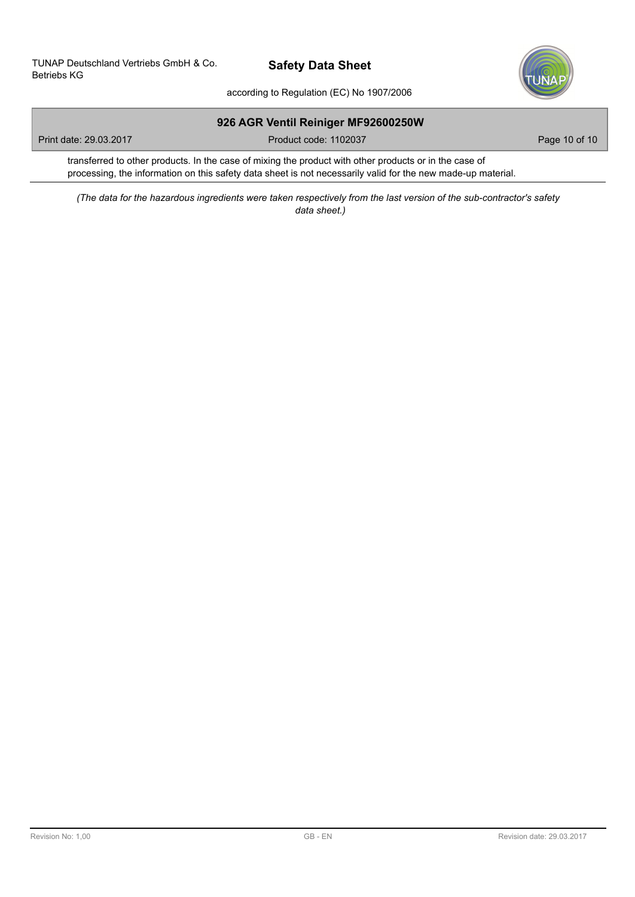transferred to other products. In the case of mixing the product with other products or in the case of processing, the information on this safety data sheet is not necessarily valid for the new made-up material.

*(The data for the hazardous ingredients were taken respectively from the last version of the sub-contractor's safety data sheet.)*